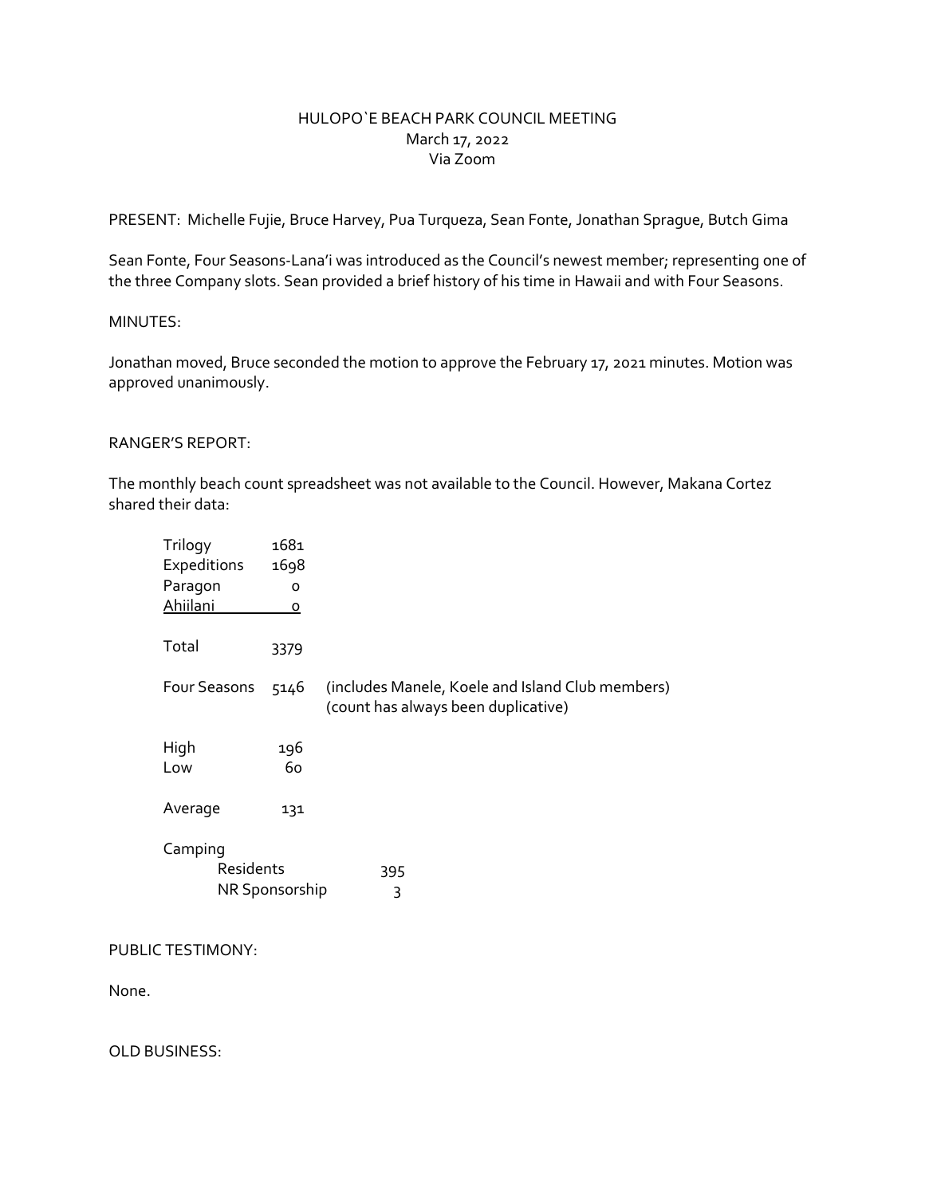# HULOPO`E BEACH PARK COUNCIL MEETING

March 17, 2022
Via Zoom

PRESENT: Michelle Fujie, Bruce Harvey, Pua Turqueza, Sean Fonte, Jonathan Sprague, Butch Gima

Sean Fonte, Four Seasons-Lana'i was introduced as the Council's newest member; representing one of the three Company slots. Sean provided a brief history of his time in Hawaii and with Four Seasons.

MINUTES:

Jonathan moved, Bruce seconded the motion to approve the February 17, 2021 minutes. Motion was approved unanimously.

RANGER'S REPORT:

The monthly beach count spreadsheet was not available to the Council. However, Makana Cortez shared their data:

| | | |
|---|---|---|
| Trilogy | 1681 | |
| Expeditions | 1698 | |
| Paragon | 0 | |
| Ahiilani | 0 | |
| Total | 3379 | |
| Four Seasons | 5146 | (includes Manele, Koele and Island Club members) (count has always been duplicative) |
| High | 196 | |
| Low | 60 | |
| Average | 131 | |

Camping

| | |
|---|---|
| Residents | 395 |
| NR Sponsorship | 3 |

PUBLIC TESTIMONY:

None.

OLD BUSINESS: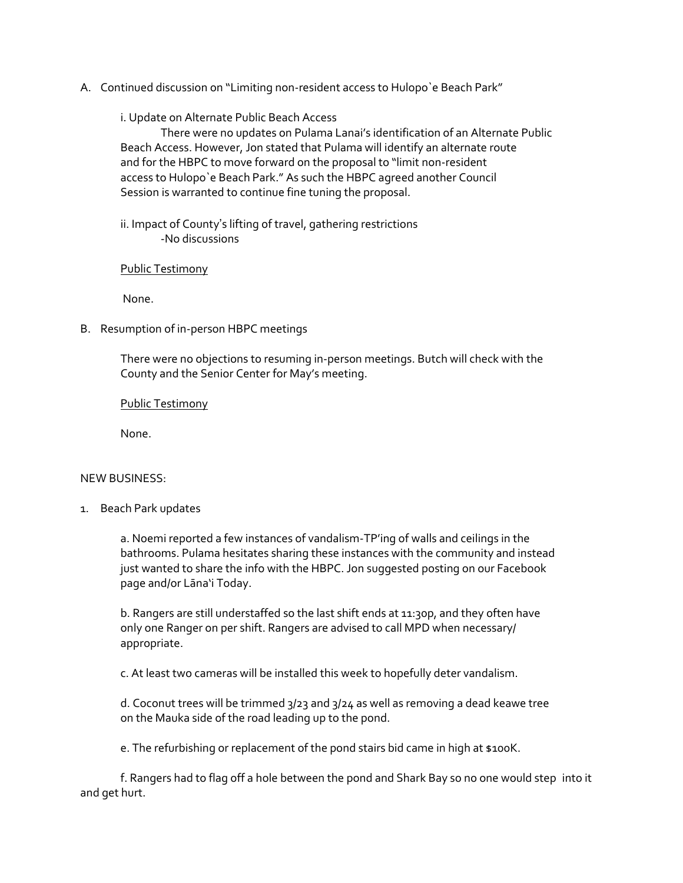A. Continued discussion on "Limiting non-resident access to Hulopo`e Beach Park"

i. Update on Alternate Public Beach Access

There were no updates on Pulama Lanai's identification of an Alternate Public Beach Access. However, Jon stated that Pulama will identify an alternate route and for the HBPC to move forward on the proposal to "limit non-resident access to Hulopo`e Beach Park." As such the HBPC agreed another Council Session is warranted to continue fine tuning the proposal.

ii. Impact of County's lifting of travel, gathering restrictions

-No discussions

<u>Public Testimony</u>

None.

B. Resumption of in-person HBPC meetings

There were no objections to resuming in-person meetings. Butch will check with the County and the Senior Center for May's meeting.

<u>Public Testimony</u>

None.

NEW BUSINESS:

1. Beach Park updates

a. Noemi reported a few instances of vandalism-TP'ing of walls and ceilings in the bathrooms. Pulama hesitates sharing these instances with the community and instead just wanted to share the info with the HBPC. Jon suggested posting on our Facebook page and/or Lāna'i Today.

b. Rangers are still understaffed so the last shift ends at 11:30p, and they often have only one Ranger on per shift. Rangers are advised to call MPD when necessary/ appropriate.

c. At least two cameras will be installed this week to hopefully deter vandalism.

d. Coconut trees will be trimmed 3/23 and 3/24 as well as removing a dead keawe tree on the Mauka side of the road leading up to the pond.

e. The refurbishing or replacement of the pond stairs bid came in high at $100K.

f. Rangers had to flag off a hole between the pond and Shark Bay so no one would step into it and get hurt.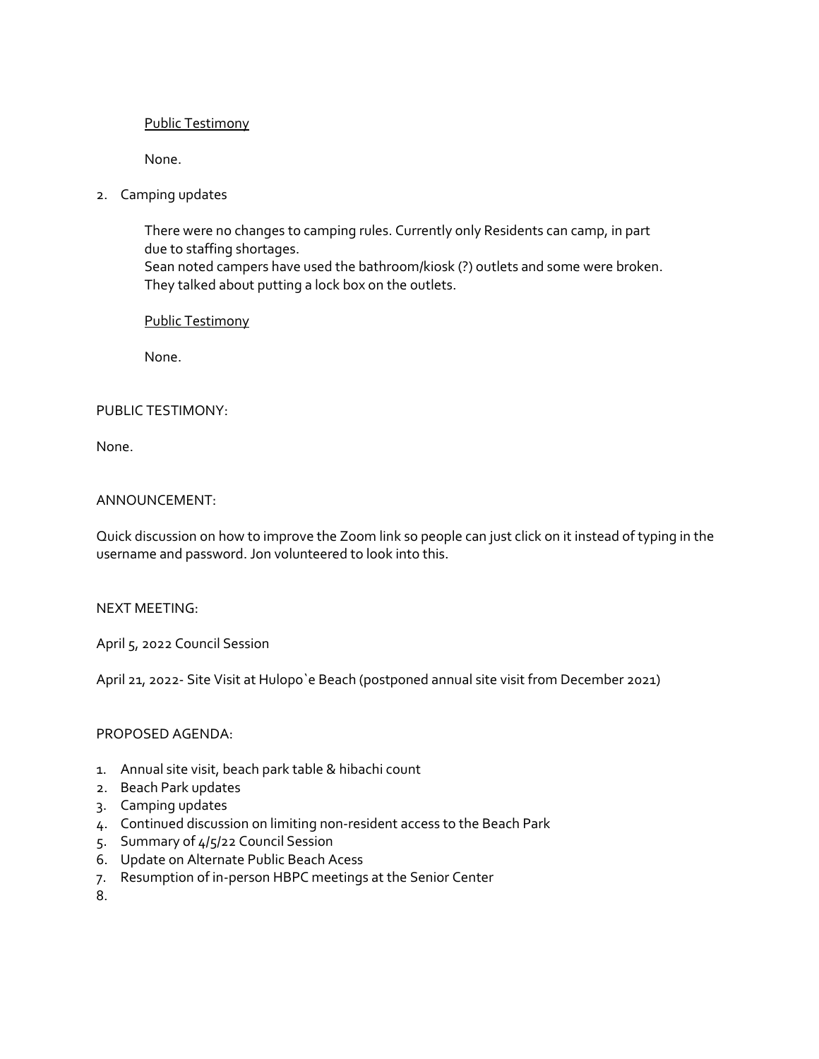Public Testimony

None.

2. Camping updates

   There were no changes to camping rules. Currently only Residents can camp, in part due to staffing shortages.
   Sean noted campers have used the bathroom/kiosk (?) outlets and some were broken. They talked about putting a lock box on the outlets.

   Public Testimony

   None.

PUBLIC TESTIMONY:

None.

ANNOUNCEMENT:

Quick discussion on how to improve the Zoom link so people can just click on it instead of typing in the username and password. Jon volunteered to look into this.

NEXT MEETING:

April 5, 2022 Council Session

April 21, 2022- Site Visit at Hulopo`e Beach (postponed annual site visit from December 2021)

PROPOSED AGENDA:

1. Annual site visit, beach park table & hibachi count
2. Beach Park updates
3. Camping updates
4. Continued discussion on limiting non-resident access to the Beach Park
5. Summary of 4/5/22 Council Session
6. Update on Alternate Public Beach Acess
7. Resumption of in-person HBPC meetings at the Senior Center
8.